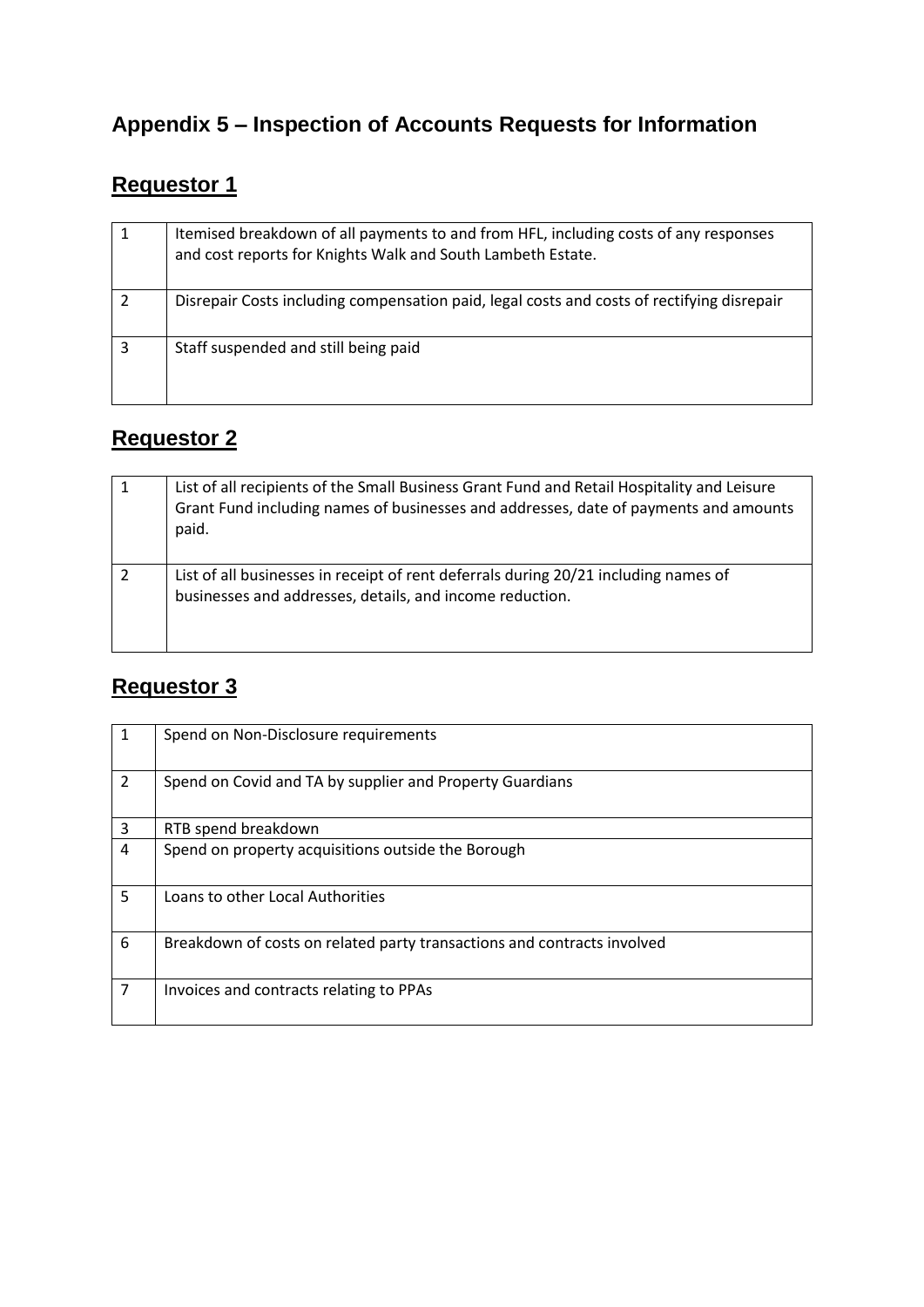# Appendix 5 – Inspection of Accounts Requests for Information

## Requestor 1

| | |
|---|---|
| 1 | Itemised breakdown of all payments to and from HFL, including costs of any responses and cost reports for Knights Walk and South Lambeth Estate. |
| 2 | Disrepair Costs including compensation paid, legal costs and costs of rectifying disrepair |
| 3 | Staff suspended and still being paid |

## Requestor 2

| | |
|---|---|
| 1 | List of all recipients of the Small Business Grant Fund and Retail Hospitality and Leisure Grant Fund including names of businesses and addresses, date of payments and amounts paid. |
| 2 | List of all businesses in receipt of rent deferrals during 20/21 including names of businesses and addresses, details, and income reduction. |

## Requestor 3

| | |
|---|---|
| 1 | Spend on Non-Disclosure requirements |
| 2 | Spend on Covid and TA by supplier and Property Guardians |
| 3 | RTB spend breakdown |
| 4 | Spend on property acquisitions outside the Borough |
| 5 | Loans to other Local Authorities |
| 6 | Breakdown of costs on related party transactions and contracts involved |
| 7 | Invoices and contracts relating to PPAs |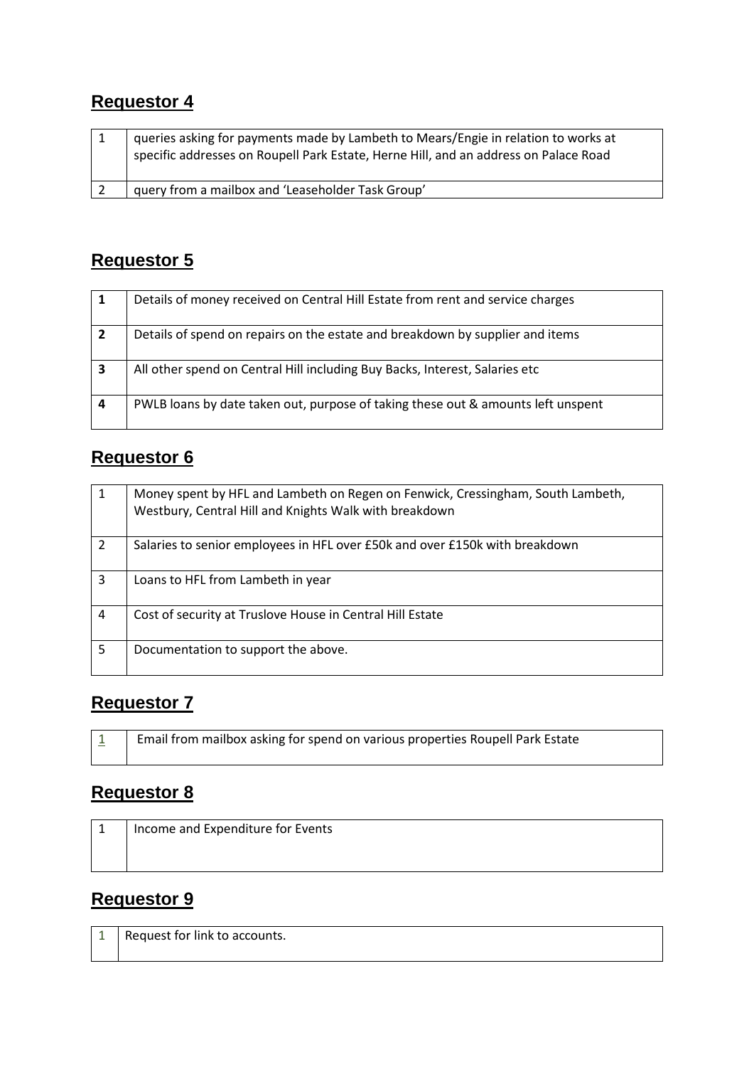## Requestor 4

| | |
|---|---|
| 1 | queries asking for payments made by Lambeth to Mears/Engie in relation to works at specific addresses on Roupell Park Estate, Herne Hill, and an address on Palace Road |
| 2 | query from a mailbox and 'Leaseholder Task Group' |

## Requestor 5

| | |
|---|---|
| **1** | Details of money received on Central Hill Estate from rent and service charges |
| **2** | Details of spend on repairs on the estate and breakdown by supplier and items |
| **3** | All other spend on Central Hill including Buy Backs, Interest, Salaries etc |
| **4** | PWLB loans by date taken out, purpose of taking these out & amounts left unspent |

## Requestor 6

| | |
|---|---|
| 1 | Money spent by HFL and Lambeth on Regen on Fenwick, Cressingham, South Lambeth, Westbury, Central Hill and Knights Walk with breakdown |
| 2 | Salaries to senior employees in HFL over £50k and over £150k with breakdown |
| 3 | Loans to HFL from Lambeth in year |
| 4 | Cost of security at Truslove House in Central Hill Estate |
| 5 | Documentation to support the above. |

## Requestor 7

| | |
|---|---|
| 1 | Email from mailbox asking for spend on various properties Roupell Park Estate |

## Requestor 8

| | |
|---|---|
| 1 | Income and Expenditure for Events |

## Requestor 9

| | |
|---|---|
| 1 | Request for link to accounts. |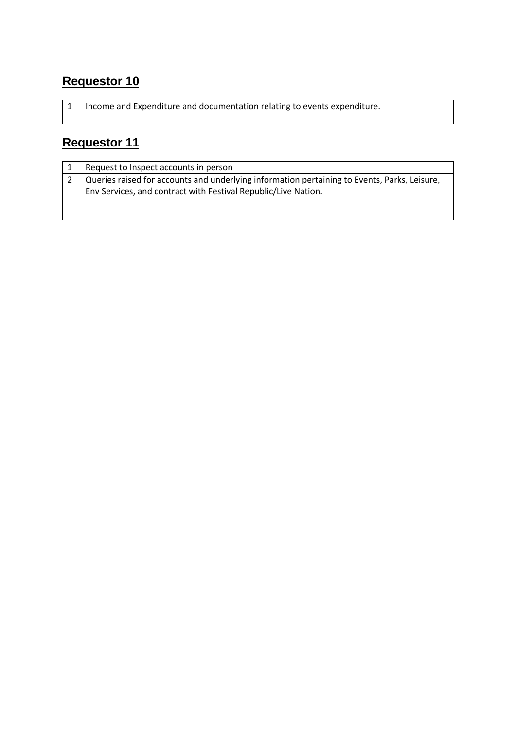## Requestor 10

| | |
|---|---|
| 1 | Income and Expenditure and documentation relating to events expenditure. |

## Requestor 11

| | |
|---|---|
| 1 | Request to Inspect accounts in person |
| 2 | Queries raised for accounts and underlying information pertaining to Events, Parks, Leisure, Env Services, and contract with Festival Republic/Live Nation. |